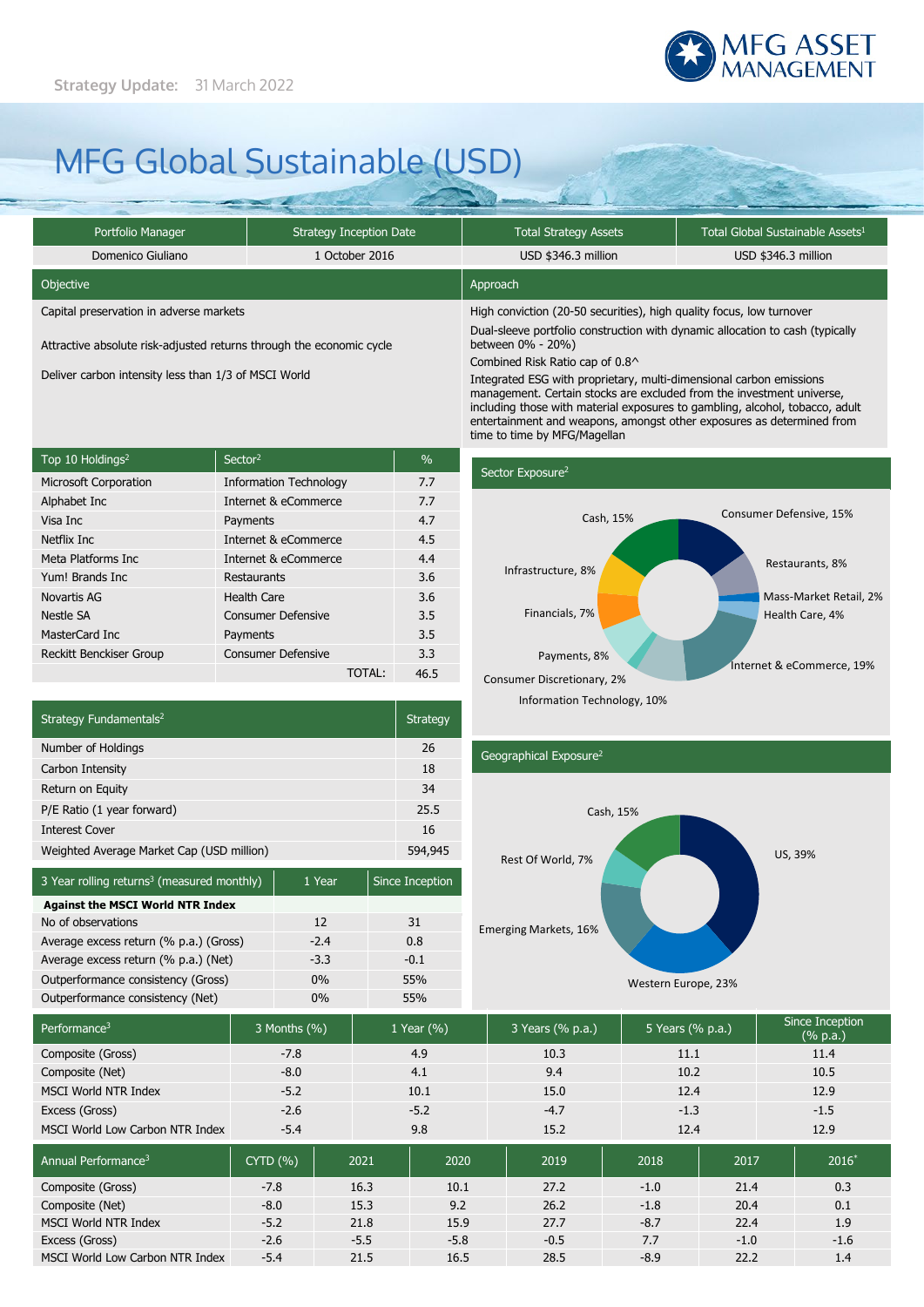Strategy Update: 31 March 2022

MFG ASSET MANAGEMENT

# MFG Global Sustainable (USD)

| Portfolio Manager | Strategy Inception Date | Total Strategy Assets | Total Global Sustainable Assets[1] |
|---|---|---|---|
| Domenico Giuliano | 1 October 2016 | USD $346.3 million | USD $346.3 million |

## Objective

Capital preservation in adverse markets

Attractive absolute risk-adjusted returns through the economic cycle

Deliver carbon intensity less than 1/3 of MSCI World

## Approach

High conviction (20-50 securities), high quality focus, low turnover

Dual-sleeve portfolio construction with dynamic allocation to cash (typically between 0% - 20%)

Combined Risk Ratio cap of 0.8^

Integrated ESG with proprietary, multi-dimensional carbon emissions management. Certain stocks are excluded from the investment universe, including those with material exposures to gambling, alcohol, tobacco, adult entertainment and weapons, amongst other exposures as determined from time to time by MFG/Magellan

| Top 10 Holdings[2] | Sector[2] | % |
|---|---|---|
| Microsoft Corporation | Information Technology | 7.7 |
| Alphabet Inc | Internet & eCommerce | 7.7 |
| Visa Inc | Payments | 4.7 |
| Netflix Inc | Internet & eCommerce | 4.5 |
| Meta Platforms Inc | Internet & eCommerce | 4.4 |
| Yum! Brands Inc | Restaurants | 3.6 |
| Novartis AG | Health Care | 3.6 |
| Nestle SA | Consumer Defensive | 3.5 |
| MasterCard Inc | Payments | 3.5 |
| Reckitt Benckiser Group | Consumer Defensive | 3.3 |
| | TOTAL: | 46.5 |

## Sector Exposure[2]

| Sector | % |
|---|---|
| Consumer Defensive | 15% |
| Restaurants | 8% |
| Mass-Market Retail | 2% |
| Health Care | 4% |
| Internet & eCommerce | 19% |
| Information Technology | 10% |
| Consumer Discretionary | 2% |
| Payments | 8% |
| Financials | 7% |
| Infrastructure | 8% |
| Cash | 15% |

| Strategy Fundamentals[2] | Strategy |
|---|---|
| Number of Holdings | 26 |
| Carbon Intensity | 18 |
| Return on Equity | 34 |
| P/E Ratio (1 year forward) | 25.5 |
| Interest Cover | 16 |
| Weighted Average Market Cap (USD million) | 594,945 |

## Geographical Exposure[2]

| Region | % |
|---|---|
| US | 39% |
| Western Europe | 23% |
| Emerging Markets | 16% |
| Rest Of World | 7% |
| Cash | 15% |

| 3 Year rolling returns[3] (measured monthly) | 1 Year | Since Inception |
|---|---|---|
| **Against the MSCI World NTR Index** | | |
| No of observations | 12 | 31 |
| Average excess return (% p.a.) (Gross) | -2.4 | 0.8 |
| Average excess return (% p.a.) (Net) | -3.3 | -0.1 |
| Outperformance consistency (Gross) | 0% | 55% |
| Outperformance consistency (Net) | 0% | 55% |

| Performance[3] | 3 Months (%) | 1 Year (%) | 3 Years (% p.a.) | 5 Years (% p.a.) | Since Inception (% p.a.) |
|---|---|---|---|---|---|
| Composite (Gross) | -7.8 | 4.9 | 10.3 | 11.1 | 11.4 |
| Composite (Net) | -8.0 | 4.1 | 9.4 | 10.2 | 10.5 |
| MSCI World NTR Index | -5.2 | 10.1 | 15.0 | 12.4 | 12.9 |
| Excess (Gross) | -2.6 | -5.2 | -4.7 | -1.3 | -1.5 |
| MSCI World Low Carbon NTR Index | -5.4 | 9.8 | 15.2 | 12.4 | 12.9 |

| Annual Performance[3] | CYTD (%) | 2021 | 2020 | 2019 | 2018 | 2017 | 2016* |
|---|---|---|---|---|---|---|---|
| Composite (Gross) | -7.8 | 16.3 | 10.1 | 27.2 | -1.0 | 21.4 | 0.3 |
| Composite (Net) | -8.0 | 15.3 | 9.2 | 26.2 | -1.8 | 20.4 | 0.1 |
| MSCI World NTR Index | -5.2 | 21.8 | 15.9 | 27.7 | -8.7 | 22.4 | 1.9 |
| Excess (Gross) | -2.6 | -5.5 | -5.8 | -0.5 | 7.7 | -1.0 | -1.6 |
| MSCI World Low Carbon NTR Index | -5.4 | 21.5 | 16.5 | 28.5 | -8.9 | 22.2 | 1.4 |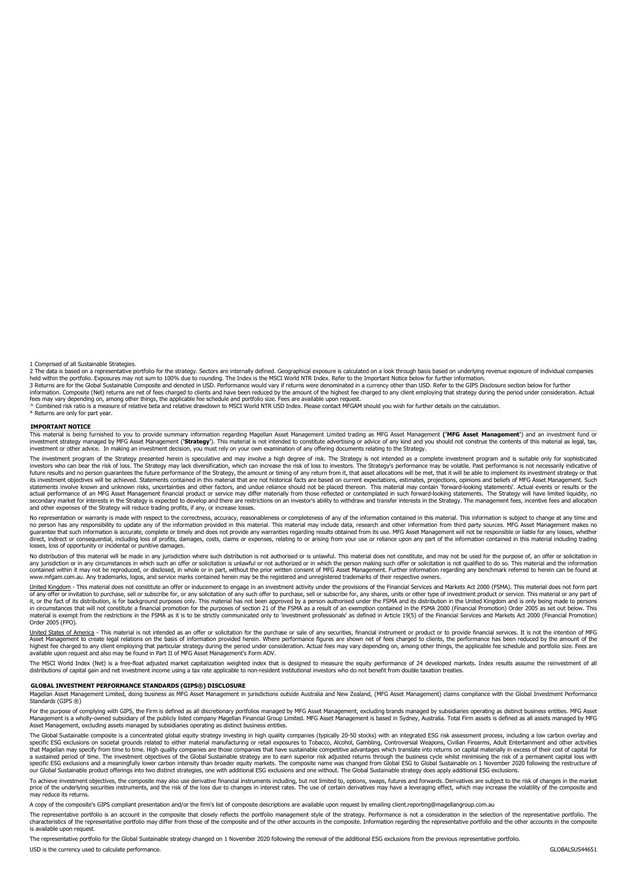1 Comprised of all Sustainable Strategies.

2 The data is based on a representative portfolio for the strategy. Sectors are internally defined. Geographical exposure is calculated on a look through basis based on underlying revenue exposure of individual companies held within the portfolio. Exposures may not sum to 100% due to rounding. The Index is the MSCI World NTR Index. Refer to the Important Notice below for further information.

3 Returns are for the Global Sustainable Composite and denoted in USD. Performance would vary if returns were denominated in a currency other than USD. Refer to the GIPS Disclosure section below for further information. Composite (Net) returns are net of fees charged to clients and have been reduced by the amount of the highest fee charged to any client employing that strategy during the period under consideration. Actual fees may vary depending on, among other things, the applicable fee schedule and portfolio size. Fees are available upon request.

^ Combined risk ratio is a measure of relative beta and relative drawdown to MSCI World NTR USD Index. Please contact MFGAM should you wish for further details on the calculation.

* Returns are only for part year.

## IMPORTANT NOTICE

This material is being furnished to you to provide summary information regarding Magellan Asset Management Limited trading as MFG Asset Management (**'MFG Asset Management'**) and an investment fund or investment strategy managed by MFG Asset Management (**'Strategy'**). This material is not intended to constitute advertising or advice of any kind and you should not construe the contents of this material as legal, tax, investment or other advice. In making an investment decision, you must rely on your own examination of any offering documents relating to the Strategy.

The investment program of the Strategy presented herein is speculative and may involve a high degree of risk. The Strategy is not intended as a complete investment program and is suitable only for sophisticated investors who can bear the risk of loss. The Strategy may lack diversification, which can increase the risk of loss to investors. The Strategy's performance may be volatile. Past performance is not necessarily indicative of future results and no person guarantees the future performance of the Strategy, the amount or timing of any return from it, that asset allocations will be met, that it will be able to implement its investment strategy or that its investment objectives will be achieved. Statements contained in this material that are not historical facts are based on current expectations, estimates, projections, opinions and beliefs of MFG Asset Management. Such statements involve known and unknown risks, uncertainties and other factors, and undue reliance should not be placed thereon. This material may contain 'forward-looking statements'. Actual events or results or the actual performance of an MFG Asset Management financial product or service may differ materially from those reflected or contemplated in such forward-looking statements. The Strategy will have limited liquidity, no secondary market for interests in the Strategy is expected to develop and there are restrictions on an investor's ability to withdraw and transfer interests in the Strategy. The management fees, incentive fees and allocation and other expenses of the Strategy will reduce trading profits, if any, or increase losses.

No representation or warranty is made with respect to the correctness, accuracy, reasonableness or completeness of any of the information contained in this material. This information is subject to change at any time and no person has any responsibility to update any of the information provided in this material. This material may include data, research and other information from third party sources. MFG Asset Management makes no guarantee that such information is accurate, complete or timely and does not provide any warranties regarding results obtained from its use. MFG Asset Management will not be responsible or liable for any losses, whether direct, indirect or consequential, including loss of profits, damages, costs, claims or expenses, relating to or arising from your use or reliance upon any part of the information contained in this material including trading losses, loss of opportunity or incidental or punitive damages.

No distribution of this material will be made in any jurisdiction where such distribution is not authorised or is unlawful. This material does not constitute, and may not be used for the purpose of, an offer or solicitation in any jurisdiction or in any circumstances in which such an offer or solicitation is unlawful or not authorized or in which the person making such offer or solicitation is not qualified to do so. This material and the information contained within it may not be reproduced, or disclosed, in whole or in part, without the prior written consent of MFG Asset Management. Further information regarding any benchmark referred to herein can be found at www.mfgam.com.au. Any trademarks, logos, and service marks contained herein may be the registered and unregistered trademarks of their respective owners.

United Kingdom - This material does not constitute an offer or inducement to engage in an investment activity under the provisions of the Financial Services and Markets Act 2000 (FSMA). This material does not form part of any offer or invitation to purchase, sell or subscribe for, or any solicitation of any such offer to purchase, sell or subscribe for, any shares, units or other type of investment product or service. This material or any part of it, or the fact of its distribution, is for background purposes only. This material has not been approved by a person authorised under the FSMA and its distribution in the United Kingdom and is only being made to persons in circumstances that will not constitute a financial promotion for the purposes of section 21 of the FSMA as a result of an exemption contained in the FSMA 2000 (Financial Promotion) Order 2005 as set out below. This material is exempt from the restrictions in the FSMA as it is to be strictly communicated only to 'investment professionals' as defined in Article 19(5) of the Financial Services and Markets Act 2000 (Financial Promotion) Order 2005 (FPO).

United States of America - This material is not intended as an offer or solicitation for the purchase or sale of any securities, financial instrument or product or to provide financial services. It is not the intention of MFG Asset Management to create legal relations on the basis of information provided herein. Where performance figures are shown net of fees charged to clients, the performance has been reduced by the amount of the highest fee charged to any client employing that particular strategy during the period under consideration. Actual fees may vary depending on, among other things, the applicable fee schedule and portfolio size. Fees are available upon request and also may be found in Part II of MFG Asset Management's Form ADV.

The MSCI World Index (Net) is a free-float adjusted market capitalization weighted index that is designed to measure the equity performance of 24 developed markets. Index results assume the reinvestment of all distributions of capital gain and net investment income using a tax rate applicable to non-resident institutional investors who do not benefit from double taxation treaties.

## GLOBAL INVESTMENT PERFORMANCE STANDARDS (GIPS®) DISCLOSURE

Magellan Asset Management Limited, doing business as MFG Asset Management in jurisdictions outside Australia and New Zealand, (MFG Asset Management) claims compliance with the Global Investment Performance Standards (GIPS ®)

For the purpose of complying with GIPS, the Firm is defined as all discretionary portfolios managed by MFG Asset Management, excluding brands managed by subsidiaries operating as distinct business entities. MFG Asset Management is a wholly-owned subsidiary of the publicly listed company Magellan Financial Group Limited. MFG Asset Management is based in Sydney, Australia. Total Firm assets is defined as all assets managed by MFG Asset Management, excluding assets managed by subsidiaries operating as distinct business entities.

The Global Sustainable composite is a concentrated global equity strategy investing in high quality companies (typically 20-50 stocks) with an integrated ESG risk assessment process, including a low carbon overlay and specific ESG exclusions on societal grounds related to either material manufacturing or retail exposures to Tobacco, Alcohol, Gambling, Controversial Weapons, Civilian Firearms, Adult Entertainment and other activities that Magellan may specify from time to time. High quality companies are those companies that have sustainable competitive advantages which translate into returns on capital materially in excess of their cost of capital for a sustained period of time. The investment objectives of the Global Sustainable strategy are to earn superior risk adjusted returns through the business cycle whilst minimising the risk of a permanent capital loss with specific ESG exclusions and a meaningfully lower carbon intensity than broader equity markets. The composite name was changed from Global ESG to Global Sustainable on 1 November 2020 following the restructure of our Global Sustainable product offerings into two distinct strategies, one with additional ESG exclusions and one without. The Global Sustainable strategy does apply additional ESG exclusions.

To achieve investment objectives, the composite may also use derivative financial instruments including, but not limited to, options, swaps, futures and forwards. Derivatives are subject to the risk of changes in the market price of the underlying securities instruments, and the risk of the loss due to changes in interest rates. The use of certain derivatives may have a leveraging effect, which may increase the volatility of the composite and may reduce its returns.

A copy of the composite's GIPS compliant presentation and/or the firm's list of composite descriptions are available upon request by emailing client.reporting@magellangroup.com.au

The representative portfolio is an account in the composite that closely reflects the portfolio management style of the strategy. Performance is not a consideration in the selection of the representative portfolio. The characteristics of the representative portfolio may differ from those of the composite and of the other accounts in the composite. Information regarding the representative portfolio and the other accounts in the composite is available upon request.

The representative portfolio for the Global Sustainable strategy changed on 1 November 2020 following the removal of the additional ESG exclusions from the previous representative portfolio.

USD is the currency used to calculate performance.

GLOBALSUS44651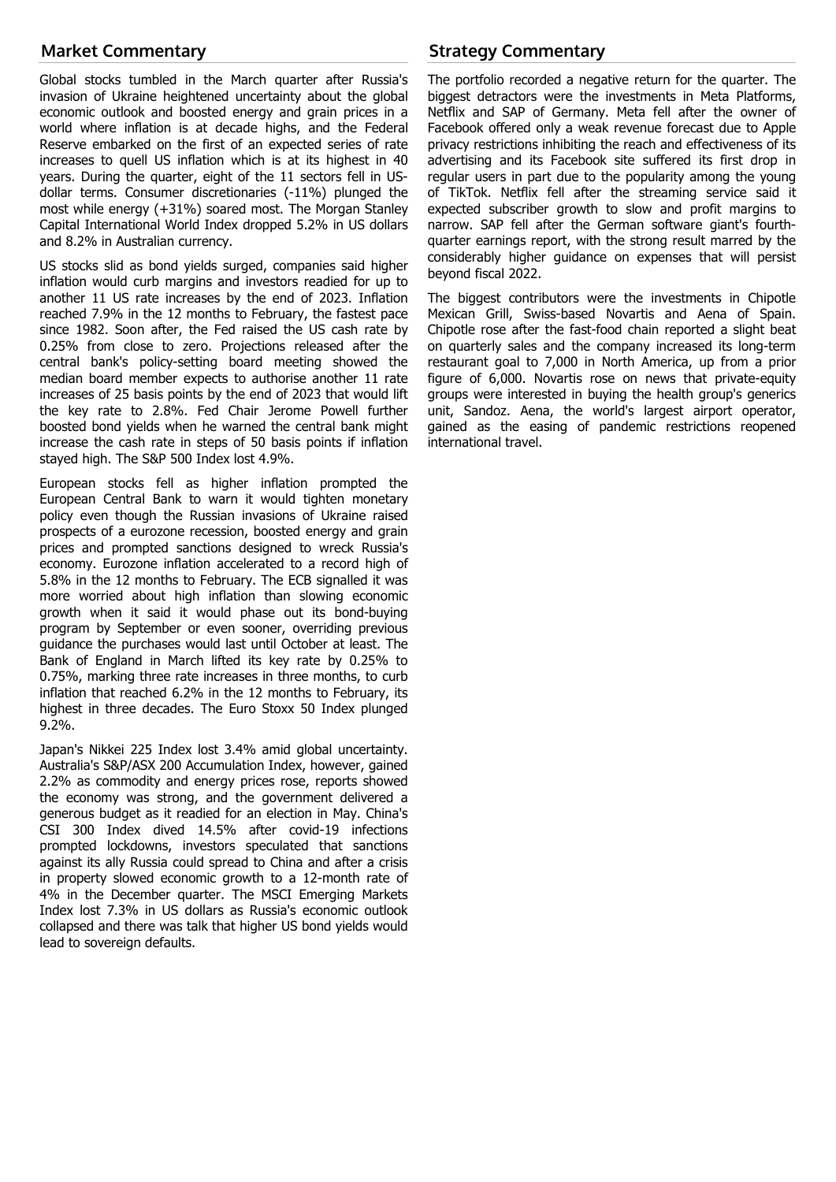## Market Commentary

Global stocks tumbled in the March quarter after Russia's invasion of Ukraine heightened uncertainty about the global economic outlook and boosted energy and grain prices in a world where inflation is at decade highs, and the Federal Reserve embarked on the first of an expected series of rate increases to quell US inflation which is at its highest in 40 years. During the quarter, eight of the 11 sectors fell in US-dollar terms. Consumer discretionaries (-11%) plunged the most while energy (+31%) soared most. The Morgan Stanley Capital International World Index dropped 5.2% in US dollars and 8.2% in Australian currency.

US stocks slid as bond yields surged, companies said higher inflation would curb margins and investors readied for up to another 11 US rate increases by the end of 2023. Inflation reached 7.9% in the 12 months to February, the fastest pace since 1982. Soon after, the Fed raised the US cash rate by 0.25% from close to zero. Projections released after the central bank's policy-setting board meeting showed the median board member expects to authorise another 11 rate increases of 25 basis points by the end of 2023 that would lift the key rate to 2.8%. Fed Chair Jerome Powell further boosted bond yields when he warned the central bank might increase the cash rate in steps of 50 basis points if inflation stayed high. The S&P 500 Index lost 4.9%.

European stocks fell as higher inflation prompted the European Central Bank to warn it would tighten monetary policy even though the Russian invasions of Ukraine raised prospects of a eurozone recession, boosted energy and grain prices and prompted sanctions designed to wreck Russia's economy. Eurozone inflation accelerated to a record high of 5.8% in the 12 months to February. The ECB signalled it was more worried about high inflation than slowing economic growth when it said it would phase out its bond-buying program by September or even sooner, overriding previous guidance the purchases would last until October at least. The Bank of England in March lifted its key rate by 0.25% to 0.75%, marking three rate increases in three months, to curb inflation that reached 6.2% in the 12 months to February, its highest in three decades. The Euro Stoxx 50 Index plunged 9.2%.

Japan's Nikkei 225 Index lost 3.4% amid global uncertainty. Australia's S&P/ASX 200 Accumulation Index, however, gained 2.2% as commodity and energy prices rose, reports showed the economy was strong, and the government delivered a generous budget as it readied for an election in May. China's CSI 300 Index dived 14.5% after covid-19 infections prompted lockdowns, investors speculated that sanctions against its ally Russia could spread to China and after a crisis in property slowed economic growth to a 12-month rate of 4% in the December quarter. The MSCI Emerging Markets Index lost 7.3% in US dollars as Russia's economic outlook collapsed and there was talk that higher US bond yields would lead to sovereign defaults.

## Strategy Commentary

The portfolio recorded a negative return for the quarter. The biggest detractors were the investments in Meta Platforms, Netflix and SAP of Germany. Meta fell after the owner of Facebook offered only a weak revenue forecast due to Apple privacy restrictions inhibiting the reach and effectiveness of its advertising and its Facebook site suffered its first drop in regular users in part due to the popularity among the young of TikTok. Netflix fell after the streaming service said it expected subscriber growth to slow and profit margins to narrow. SAP fell after the German software giant's fourth-quarter earnings report, with the strong result marred by the considerably higher guidance on expenses that will persist beyond fiscal 2022.

The biggest contributors were the investments in Chipotle Mexican Grill, Swiss-based Novartis and Aena of Spain. Chipotle rose after the fast-food chain reported a slight beat on quarterly sales and the company increased its long-term restaurant goal to 7,000 in North America, up from a prior figure of 6,000. Novartis rose on news that private-equity groups were interested in buying the health group's generics unit, Sandoz. Aena, the world's largest airport operator, gained as the easing of pandemic restrictions reopened international travel.